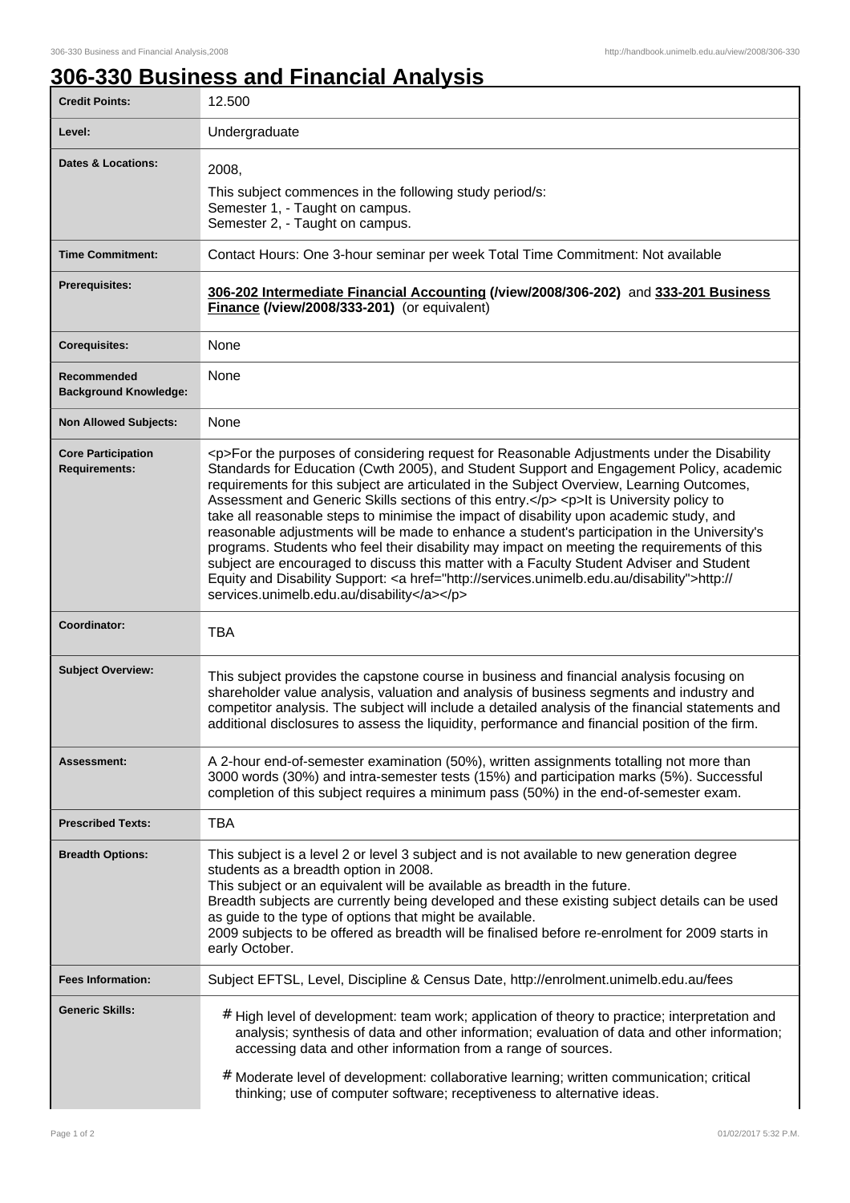# 306-330 Business and Financial Analysis

| | |
|---|---|
| **Credit Points:** | 12.500 |
| **Level:** | Undergraduate |
| **Dates & Locations:** | 2008,<br>This subject commences in the following study period/s:<br>Semester 1, - Taught on campus.<br>Semester 2, - Taught on campus. |
| **Time Commitment:** | Contact Hours: One 3-hour seminar per week Total Time Commitment: Not available |
| **Prerequisites:** | **306-202 Intermediate Financial Accounting (/view/2008/306-202)** and **333-201 Business Finance (/view/2008/333-201)** (or equivalent) |
| **Corequisites:** | None |
| **Recommended Background Knowledge:** | None |
| **Non Allowed Subjects:** | None |
| **Core Participation Requirements:** | <p>For the purposes of considering request for Reasonable Adjustments under the Disability Standards for Education (Cwth 2005), and Student Support and Engagement Policy, academic requirements for this subject are articulated in the Subject Overview, Learning Outcomes, Assessment and Generic Skills sections of this entry.</p> <p>It is University policy to take all reasonable steps to minimise the impact of disability upon academic study, and reasonable adjustments will be made to enhance a student's participation in the University's programs. Students who feel their disability may impact on meeting the requirements of this subject are encouraged to discuss this matter with a Faculty Student Adviser and Student Equity and Disability Support: <a href="http://services.unimelb.edu.au/disability">http://services.unimelb.edu.au/disability</a></p> |
| **Coordinator:** | TBA |
| **Subject Overview:** | This subject provides the capstone course in business and financial analysis focusing on shareholder value analysis, valuation and analysis of business segments and industry and competitor analysis. The subject will include a detailed analysis of the financial statements and additional disclosures to assess the liquidity, performance and financial position of the firm. |
| **Assessment:** | A 2-hour end-of-semester examination (50%), written assignments totalling not more than 3000 words (30%) and intra-semester tests (15%) and participation marks (5%). Successful completion of this subject requires a minimum pass (50%) in the end-of-semester exam. |
| **Prescribed Texts:** | TBA |
| **Breadth Options:** | This subject is a level 2 or level 3 subject and is not available to new generation degree students as a breadth option in 2008.<br>This subject or an equivalent will be available as breadth in the future.<br>Breadth subjects are currently being developed and these existing subject details can be used as guide to the type of options that might be available.<br>2009 subjects to be offered as breadth will be finalised before re-enrolment for 2009 starts in early October. |
| **Fees Information:** | Subject EFTSL, Level, Discipline & Census Date, http://enrolment.unimelb.edu.au/fees |
| **Generic Skills:** | # High level of development: team work; application of theory to practice; interpretation and analysis; synthesis of data and other information; evaluation of data and other information; accessing data and other information from a range of sources.<br># Moderate level of development: collaborative learning; written communication; critical thinking; use of computer software; receptiveness to alternative ideas. |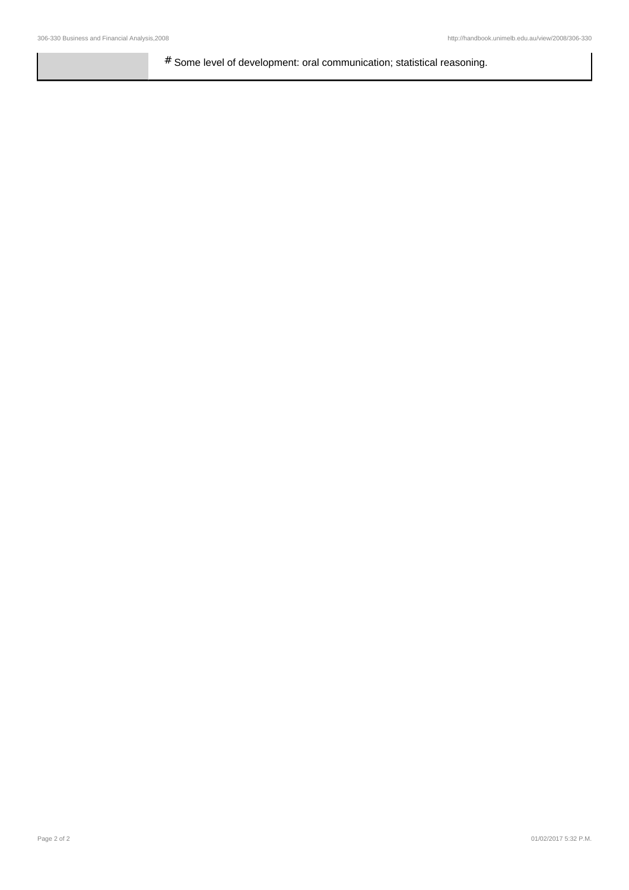| | |
|---|---|
| | # Some level of development: oral communication; statistical reasoning. |